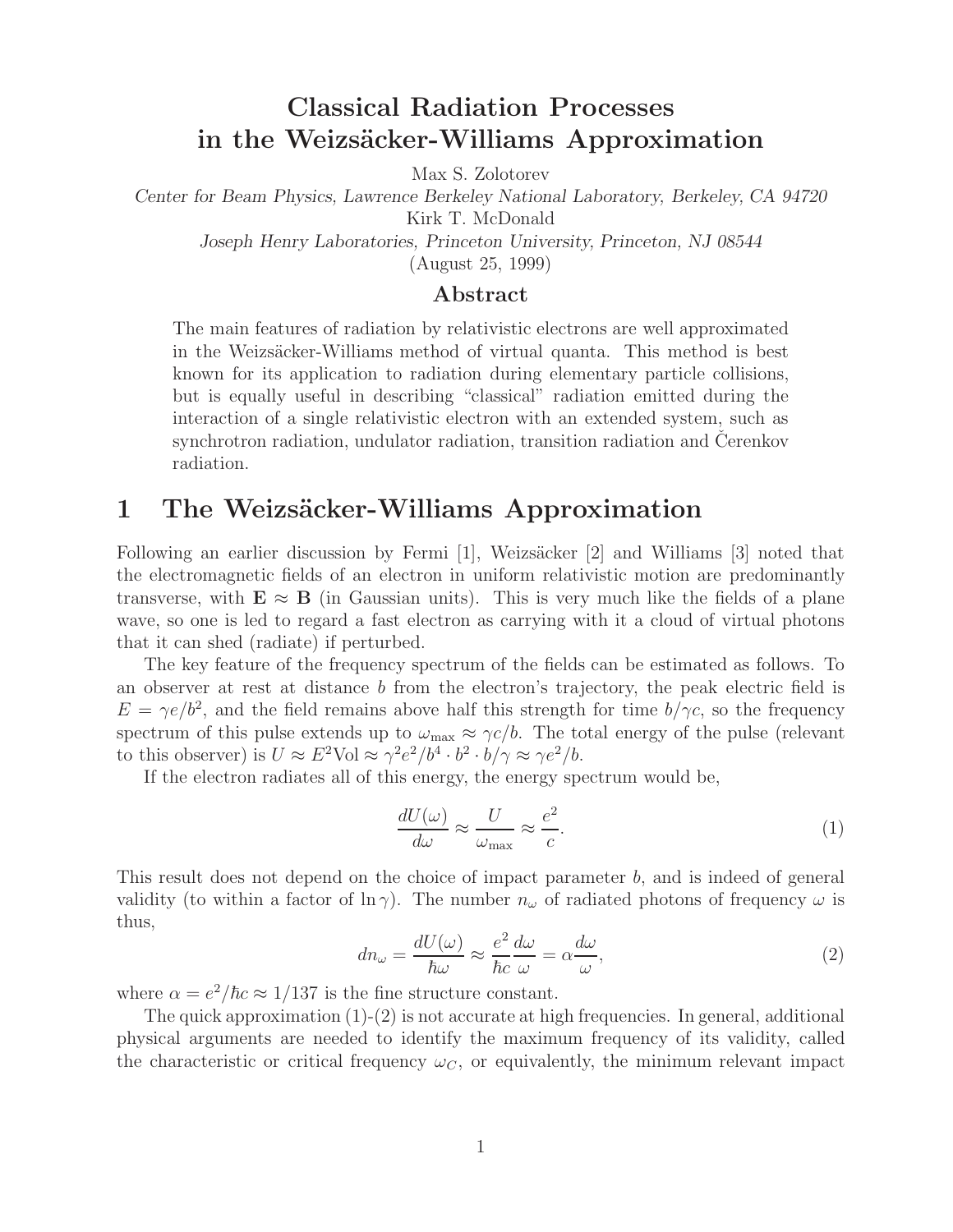# Classical Radiation Processes in the Weizsäcker-Williams Approximation

Max S. Zolotorev

*Center for Beam Physics, Lawrence Berkeley National Laboratory, Berkeley, CA 94720*

Kirk T. McDonald

*Joseph Henry Laboratories, Princeton University, Princeton, NJ 08544*

(August 25, 1999)

## Abstract

The main features of radiation by relativistic electrons are well approximated in the Weizsäcker-Williams method of virtual quanta. This method is best known for its application to radiation during elementary particle collisions, but is equally useful in describing "classical" radiation emitted during the interaction of a single relativistic electron with an extended system, such as synchrotron radiation, undulator radiation, transition radiation and Čerenkov radiation.

## 1 The Weizsäcker-Williams Approximation

Following an earlier discussion by Fermi [1], Weizsäcker [2] and Williams [3] noted that the electromagnetic fields of an electron in uniform relativistic motion are predominantly transverse, with $\mathbf{E} \approx \mathbf{B}$ (in Gaussian units). This is very much like the fields of a plane wave, so one is led to regard a fast electron as carrying with it a cloud of virtual photons that it can shed (radiate) if perturbed.

The key feature of the frequency spectrum of the fields can be estimated as follows. To an observer at rest at distance $b$ from the electron's trajectory, the peak electric field is $E = \gamma e/b^2$, and the field remains above half this strength for time $b/\gamma c$, so the frequency spectrum of this pulse extends up to $\omega_{\max} \approx \gamma c/b$. The total energy of the pulse (relevant to this observer) is $U \approx E^2 \text{Vol} \approx \gamma^2 e^2/b^4 \cdot b^2 \cdot b/\gamma \approx \gamma e^2/b$.

If the electron radiates all of this energy, the energy spectrum would be,

$$\frac{dU(\omega)}{d\omega} \approx \frac{U}{\omega_{\max}} \approx \frac{e^2}{c}. \tag{1}$$

This result does not depend on the choice of impact parameter $b$, and is indeed of general validity (to within a factor of $\ln \gamma$). The number $n_\omega$ of radiated photons of frequency $\omega$ is thus,

$$dn_\omega = \frac{dU(\omega)}{\hbar\omega} \approx \frac{e^2}{\hbar c}\frac{d\omega}{\omega} = \alpha \frac{d\omega}{\omega}, \tag{2}$$

where $\alpha = e^2/\hbar c \approx 1/137$ is the fine structure constant.

The quick approximation (1)-(2) is not accurate at high frequencies. In general, additional physical arguments are needed to identify the maximum frequency of its validity, called the characteristic or critical frequency $\omega_C$, or equivalently, the minimum relevant impact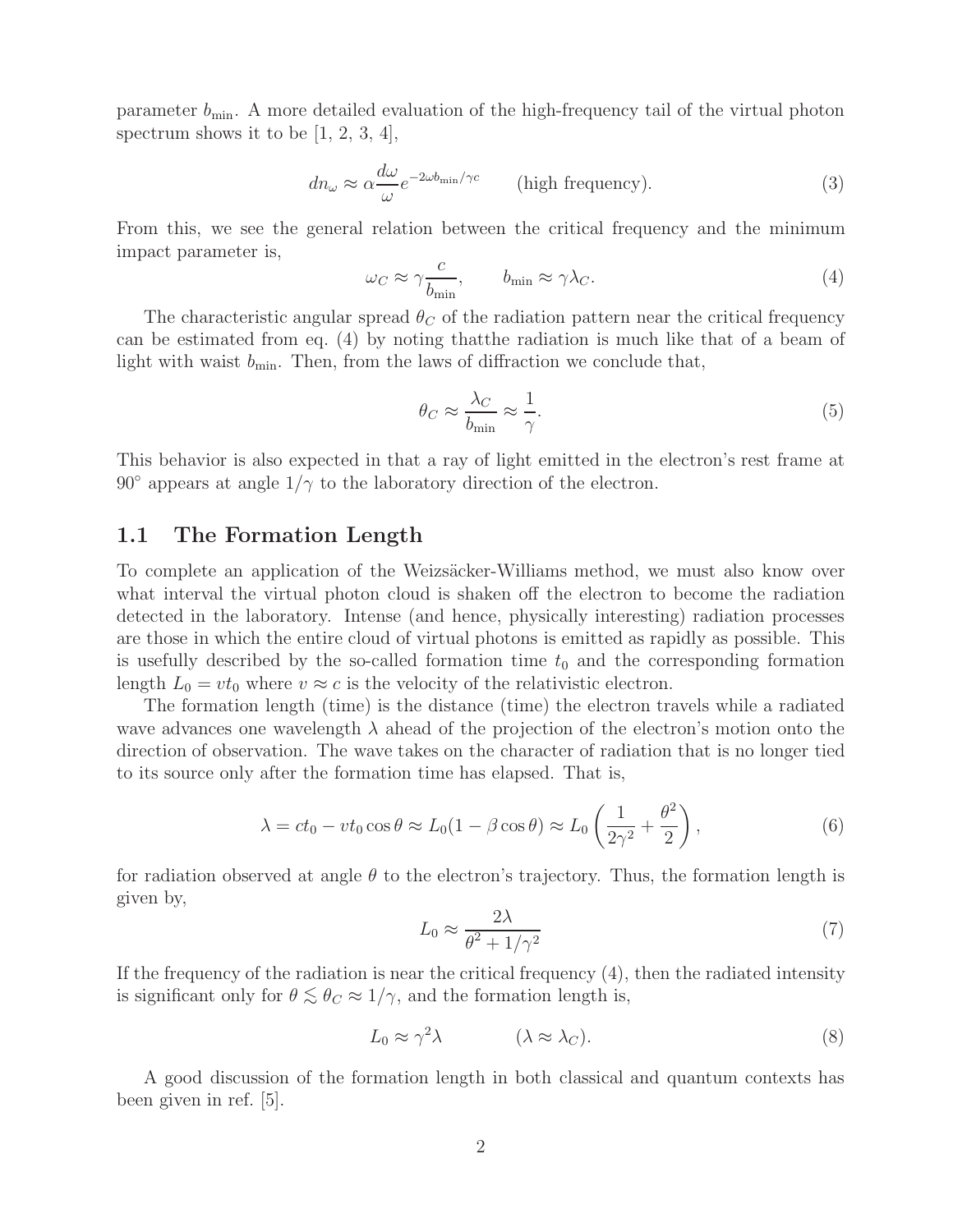parameter $b_{\min}$. A more detailed evaluation of the high-frequency tail of the virtual photon spectrum shows it to be [1, 2, 3, 4],

$$dn_\omega \approx \alpha \frac{d\omega}{\omega} e^{-2\omega b_{\min}/\gamma c} \qquad \text{(high frequency).} \tag{3}$$

From this, we see the general relation between the critical frequency and the minimum impact parameter is,

$$\omega_C \approx \gamma \frac{c}{b_{\min}}, \qquad b_{\min} \approx \gamma \lambda_C. \tag{4}$$

The characteristic angular spread $\theta_C$ of the radiation pattern near the critical frequency can be estimated from eq. (4) by noting thatthe radiation is much like that of a beam of light with waist $b_{\min}$. Then, from the laws of diffraction we conclude that,

$$\theta_C \approx \frac{\lambda_C}{b_{\min}} \approx \frac{1}{\gamma}. \tag{5}$$

This behavior is also expected in that a ray of light emitted in the electron's rest frame at $90^\circ$ appears at angle $1/\gamma$ to the laboratory direction of the electron.

## 1.1 The Formation Length

To complete an application of the Weizsäcker-Williams method, we must also know over what interval the virtual photon cloud is shaken off the electron to become the radiation detected in the laboratory. Intense (and hence, physically interesting) radiation processes are those in which the entire cloud of virtual photons is emitted as rapidly as possible. This is usefully described by the so-called formation time $t_0$ and the corresponding formation length $L_0 = vt_0$ where $v \approx c$ is the velocity of the relativistic electron.

The formation length (time) is the distance (time) the electron travels while a radiated wave advances one wavelength $\lambda$ ahead of the projection of the electron's motion onto the direction of observation. The wave takes on the character of radiation that is no longer tied to its source only after the formation time has elapsed. That is,

$$\lambda = ct_0 - vt_0 \cos\theta \approx L_0(1 - \beta \cos\theta) \approx L_0 \left( \frac{1}{2\gamma^2} + \frac{\theta^2}{2} \right), \tag{6}$$

for radiation observed at angle $\theta$ to the electron's trajectory. Thus, the formation length is given by,

$$L_0 \approx \frac{2\lambda}{\theta^2 + 1/\gamma^2} \tag{7}$$

If the frequency of the radiation is near the critical frequency (4), then the radiated intensity is significant only for $\theta \lesssim \theta_C \approx 1/\gamma$, and the formation length is,

$$L_0 \approx \gamma^2 \lambda \qquad\qquad (\lambda \approx \lambda_C). \tag{8}$$

A good discussion of the formation length in both classical and quantum contexts has been given in ref. [5].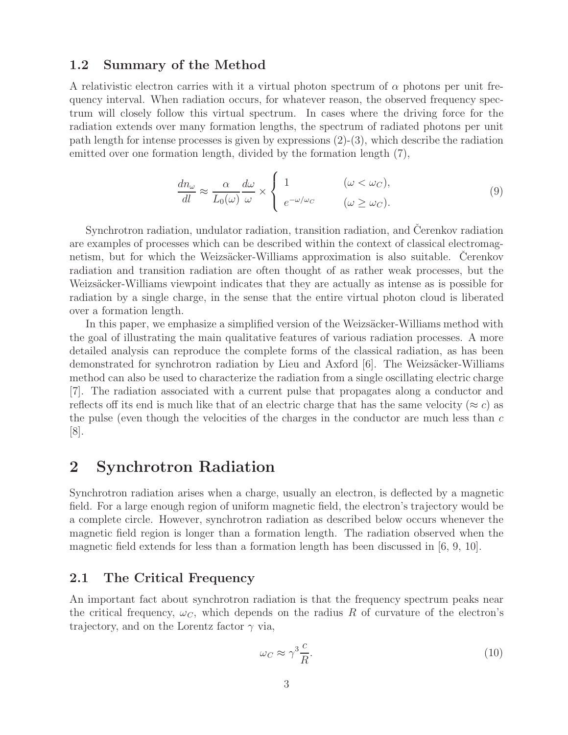### 1.2 Summary of the Method

A relativistic electron carries with it a virtual photon spectrum of $\alpha$ photons per unit frequency interval. When radiation occurs, for whatever reason, the observed frequency spectrum will closely follow this virtual spectrum. In cases where the driving force for the radiation extends over many formation lengths, the spectrum of radiated photons per unit path length for intense processes is given by expressions (2)-(3), which describe the radiation emitted over one formation length, divided by the formation length (7),

$$\frac{dn_\omega}{dl} \approx \frac{\alpha}{L_0(\omega)} \frac{d\omega}{\omega} \times \begin{cases} 1 & (\omega < \omega_C), \\ e^{-\omega/\omega_C} & (\omega \geq \omega_C). \end{cases} \tag{9}$$

Synchrotron radiation, undulator radiation, transition radiation, and Čerenkov radiation are examples of processes which can be described within the context of classical electromagnetism, but for which the Weizsäcker-Williams approximation is also suitable. Čerenkov radiation and transition radiation are often thought of as rather weak processes, but the Weizsäcker-Williams viewpoint indicates that they are actually as intense as is possible for radiation by a single charge, in the sense that the entire virtual photon cloud is liberated over a formation length.

In this paper, we emphasize a simplified version of the Weizsäcker-Williams method with the goal of illustrating the main qualitative features of various radiation processes. A more detailed analysis can reproduce the complete forms of the classical radiation, as has been demonstrated for synchrotron radiation by Lieu and Axford [6]. The Weizsäcker-Williams method can also be used to characterize the radiation from a single oscillating electric charge [7]. The radiation associated with a current pulse that propagates along a conductor and reflects off its end is much like that of an electric charge that has the same velocity ($\approx c$) as the pulse (even though the velocities of the charges in the conductor are much less than $c$ [8].

# 2 Synchrotron Radiation

Synchrotron radiation arises when a charge, usually an electron, is deflected by a magnetic field. For a large enough region of uniform magnetic field, the electron's trajectory would be a complete circle. However, synchrotron radiation as described below occurs whenever the magnetic field region is longer than a formation length. The radiation observed when the magnetic field extends for less than a formation length has been discussed in [6, 9, 10].

## 2.1 The Critical Frequency

An important fact about synchrotron radiation is that the frequency spectrum peaks near the critical frequency, $\omega_C$, which depends on the radius $R$ of curvature of the electron's trajectory, and on the Lorentz factor $\gamma$ via,

$$\omega_C \approx \gamma^3 \frac{c}{R}. \tag{10}$$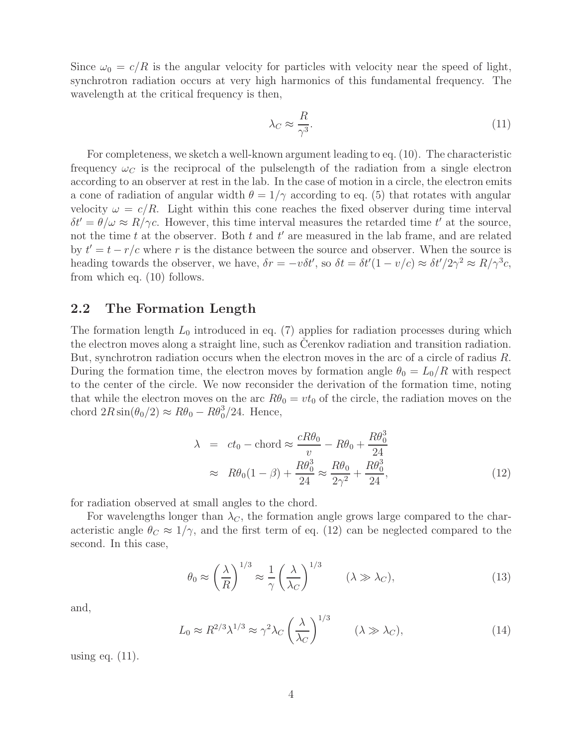Since $\omega_0 = c/R$ is the angular velocity for particles with velocity near the speed of light, synchrotron radiation occurs at very high harmonics of this fundamental frequency. The wavelength at the critical frequency is then,

$$\lambda_C \approx \frac{R}{\gamma^3}. \tag{11}$$

For completeness, we sketch a well-known argument leading to eq. (10). The characteristic frequency $\omega_C$ is the reciprocal of the pulselength of the radiation from a single electron according to an observer at rest in the lab. In the case of motion in a circle, the electron emits a cone of radiation of angular width $\theta = 1/\gamma$ according to eq. (5) that rotates with angular velocity $\omega = c/R$. Light within this cone reaches the fixed observer during time interval $\delta t' = \theta/\omega \approx R/\gamma c$. However, this time interval measures the retarded time $t'$ at the source, not the time $t$ at the observer. Both $t$ and $t'$ are measured in the lab frame, and are related by $t' = t - r/c$ where $r$ is the distance between the source and observer. When the source is heading towards the observer, we have, $\delta r = -v\delta t'$, so $\delta t = \delta t'(1 - v/c) \approx \delta t'/2\gamma^2 \approx R/\gamma^3 c$, from which eq. (10) follows.

## 2.2 The Formation Length

The formation length $L_0$ introduced in eq. (7) applies for radiation processes during which the electron moves along a straight line, such as Čerenkov radiation and transition radiation. But, synchrotron radiation occurs when the electron moves in the arc of a circle of radius $R$. During the formation time, the electron moves by formation angle $\theta_0 = L_0/R$ with respect to the center of the circle. We now reconsider the derivation of the formation time, noting that while the electron moves on the arc $R\theta_0 = vt_0$ of the circle, the radiation moves on the chord $2R\sin(\theta_0/2) \approx R\theta_0 - R\theta_0^3/24$. Hence,

$$\begin{aligned}
\lambda &= ct_0 - \text{chord} \approx \frac{cR\theta_0}{v} - R\theta_0 + \frac{R\theta_0^3}{24} \\
&\approx R\theta_0(1-\beta) + \frac{R\theta_0^3}{24} \approx \frac{R\theta_0}{2\gamma^2} + \frac{R\theta_0^3}{24},
\end{aligned} \tag{12}$$

for radiation observed at small angles to the chord.

For wavelengths longer than $\lambda_C$, the formation angle grows large compared to the characteristic angle $\theta_C \approx 1/\gamma$, and the first term of eq. (12) can be neglected compared to the second. In this case,

$$\theta_0 \approx \left(\frac{\lambda}{R}\right)^{1/3} \approx \frac{1}{\gamma}\left(\frac{\lambda}{\lambda_C}\right)^{1/3} \qquad (\lambda \gg \lambda_C), \tag{13}$$

and,

$$L_0 \approx R^{2/3}\lambda^{1/3} \approx \gamma^2 \lambda_C \left(\frac{\lambda}{\lambda_C}\right)^{1/3} \qquad (\lambda \gg \lambda_C), \tag{14}$$

using eq. (11).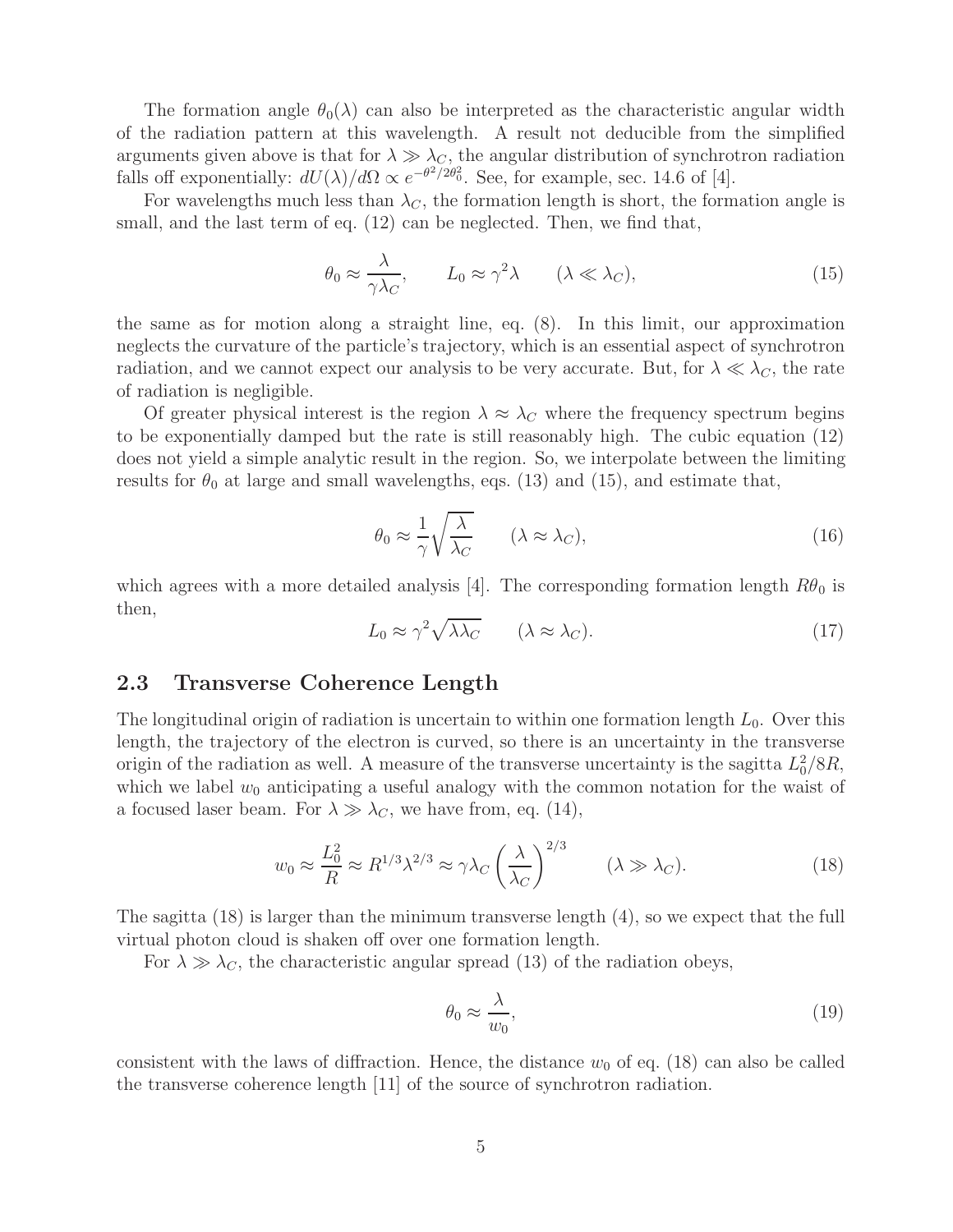The formation angle $\theta_0(\lambda)$ can also be interpreted as the characteristic angular width of the radiation pattern at this wavelength. A result not deducible from the simplified arguments given above is that for $\lambda \gg \lambda_C$, the angular distribution of synchrotron radiation falls off exponentially: $dU(\lambda)/d\Omega \propto e^{-\theta^2/2\theta_0^2}$. See, for example, sec. 14.6 of [4].

For wavelengths much less than $\lambda_C$, the formation length is short, the formation angle is small, and the last term of eq. (12) can be neglected. Then, we find that,

$$\theta_0 \approx \frac{\lambda}{\gamma \lambda_C}, \qquad L_0 \approx \gamma^2 \lambda \qquad (\lambda \ll \lambda_C), \tag{15}$$

the same as for motion along a straight line, eq. (8). In this limit, our approximation neglects the curvature of the particle's trajectory, which is an essential aspect of synchrotron radiation, and we cannot expect our analysis to be very accurate. But, for $\lambda \ll \lambda_C$, the rate of radiation is negligible.

Of greater physical interest is the region $\lambda \approx \lambda_C$ where the frequency spectrum begins to be exponentially damped but the rate is still reasonably high. The cubic equation (12) does not yield a simple analytic result in the region. So, we interpolate between the limiting results for $\theta_0$ at large and small wavelengths, eqs. (13) and (15), and estimate that,

$$\theta_0 \approx \frac{1}{\gamma}\sqrt{\frac{\lambda}{\lambda_C}} \qquad (\lambda \approx \lambda_C), \tag{16}$$

which agrees with a more detailed analysis [4]. The corresponding formation length $R\theta_0$ is then,

$$L_0 \approx \gamma^2 \sqrt{\lambda \lambda_C} \qquad (\lambda \approx \lambda_C). \tag{17}$$

### 2.3 Transverse Coherence Length

The longitudinal origin of radiation is uncertain to within one formation length $L_0$. Over this length, the trajectory of the electron is curved, so there is an uncertainty in the transverse origin of the radiation as well. A measure of the transverse uncertainty is the sagitta $L_0^2/8R$, which we label $w_0$ anticipating a useful analogy with the common notation for the waist of a focused laser beam. For $\lambda \gg \lambda_C$, we have from, eq. (14),

$$w_0 \approx \frac{L_0^2}{R} \approx R^{1/3}\lambda^{2/3} \approx \gamma \lambda_C \left(\frac{\lambda}{\lambda_C}\right)^{2/3} \qquad (\lambda \gg \lambda_C). \tag{18}$$

The sagitta (18) is larger than the minimum transverse length (4), so we expect that the full virtual photon cloud is shaken off over one formation length.

For $\lambda \gg \lambda_C$, the characteristic angular spread (13) of the radiation obeys,

$$\theta_0 \approx \frac{\lambda}{w_0}, \tag{19}$$

consistent with the laws of diffraction. Hence, the distance $w_0$ of eq. (18) can also be called the transverse coherence length [11] of the source of synchrotron radiation.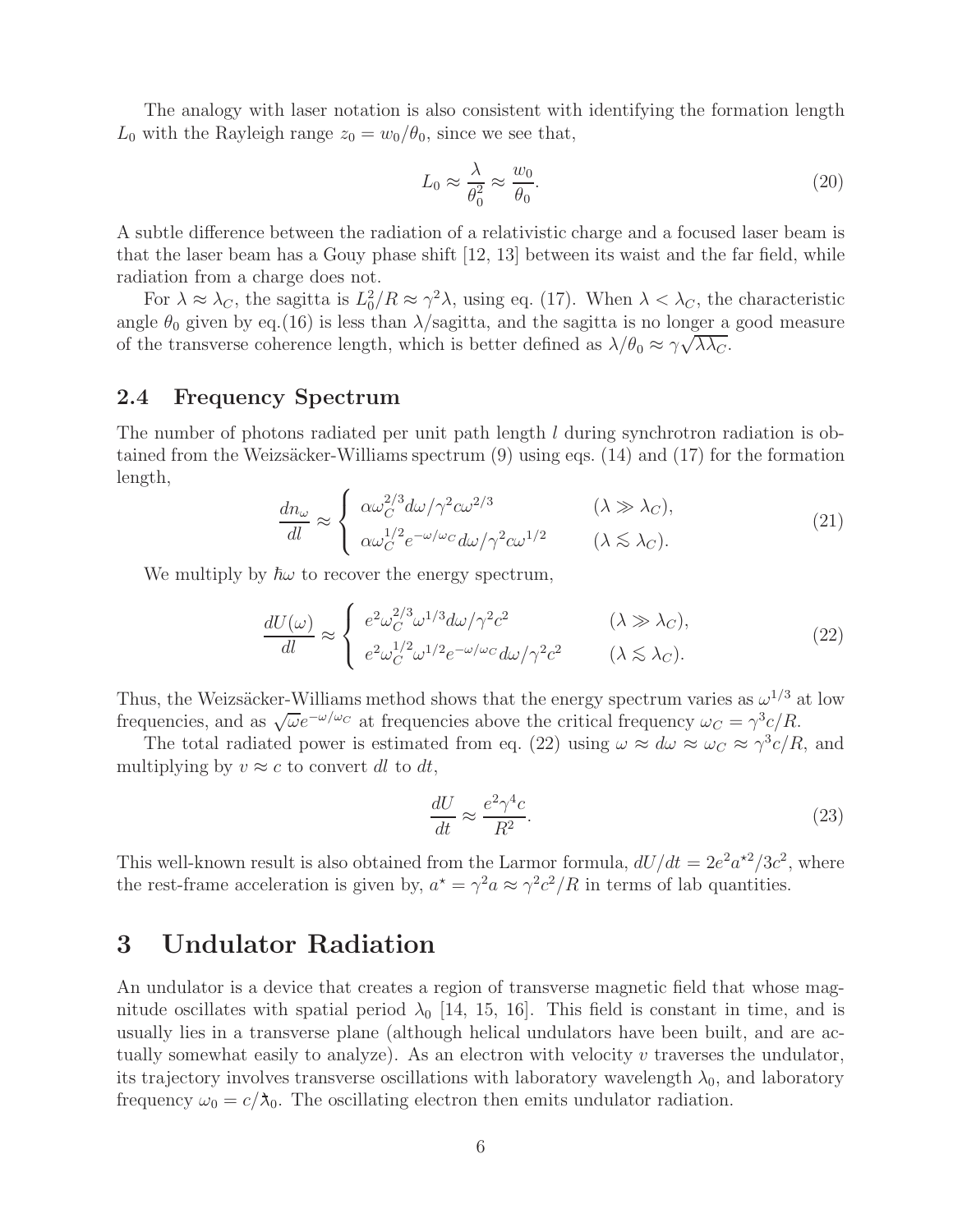The analogy with laser notation is also consistent with identifying the formation length $L_0$ with the Rayleigh range $z_0 = w_0/\theta_0$, since we see that,

$$L_0 \approx \frac{\lambda}{\theta_0^2} \approx \frac{w_0}{\theta_0}. \tag{20}$$

A subtle difference between the radiation of a relativistic charge and a focused laser beam is that the laser beam has a Gouy phase shift [12, 13] between its waist and the far field, while radiation from a charge does not.

For $\lambda \approx \lambda_C$, the sagitta is $L_0^2/R \approx \gamma^2\lambda$, using eq. (17). When $\lambda < \lambda_C$, the characteristic angle $\theta_0$ given by eq.(16) is less than $\lambda$/sagitta, and the sagitta is no longer a good measure of the transverse coherence length, which is better defined as $\lambda/\theta_0 \approx \gamma\sqrt{\lambda\lambda_C}$.

## 2.4 Frequency Spectrum

The number of photons radiated per unit path length $l$ during synchrotron radiation is obtained from the Weizsäcker-Williams spectrum (9) using eqs. (14) and (17) for the formation length,

$$\frac{dn_\omega}{dl} \approx \begin{cases} \alpha\omega_C^{2/3} d\omega/\gamma^2 c\omega^{2/3} & (\lambda \gg \lambda_C), \\ \alpha\omega_C^{1/2} e^{-\omega/\omega_C} d\omega/\gamma^2 c\omega^{1/2} & (\lambda \lesssim \lambda_C). \end{cases} \tag{21}$$

We multiply by $\hbar\omega$ to recover the energy spectrum,

$$\frac{dU(\omega)}{dl} \approx \begin{cases} e^2\omega_C^{2/3}\omega^{1/3} d\omega/\gamma^2 c^2 & (\lambda \gg \lambda_C), \\ e^2\omega_C^{1/2}\omega^{1/2} e^{-\omega/\omega_C} d\omega/\gamma^2 c^2 & (\lambda \lesssim \lambda_C). \end{cases} \tag{22}$$

Thus, the Weizsäcker-Williams method shows that the energy spectrum varies as $\omega^{1/3}$ at low frequencies, and as $\sqrt{\omega}e^{-\omega/\omega_C}$ at frequencies above the critical frequency $\omega_C = \gamma^3 c/R$.

The total radiated power is estimated from eq. (22) using $\omega \approx d\omega \approx \omega_C \approx \gamma^3 c/R$, and multiplying by $v \approx c$ to convert $dl$ to $dt$,

$$\frac{dU}{dt} \approx \frac{e^2\gamma^4 c}{R^2}. \tag{23}$$

This well-known result is also obtained from the Larmor formula, $dU/dt = 2e^2 a^{\star 2}/3c^2$, where the rest-frame acceleration is given by, $a^\star = \gamma^2 a \approx \gamma^2 c^2/R$ in terms of lab quantities.

# 3 Undulator Radiation

An undulator is a device that creates a region of transverse magnetic field that whose magnitude oscillates with spatial period $\lambda_0$ [14, 15, 16]. This field is constant in time, and is usually lies in a transverse plane (although helical undulators have been built, and are actually somewhat easily to analyze). As an electron with velocity $v$ traverses the undulator, its trajectory involves transverse oscillations with laboratory wavelength $\lambda_0$, and laboratory frequency $\omega_0 = c/\lambda\!\!\!^-_0$. The oscillating electron then emits undulator radiation.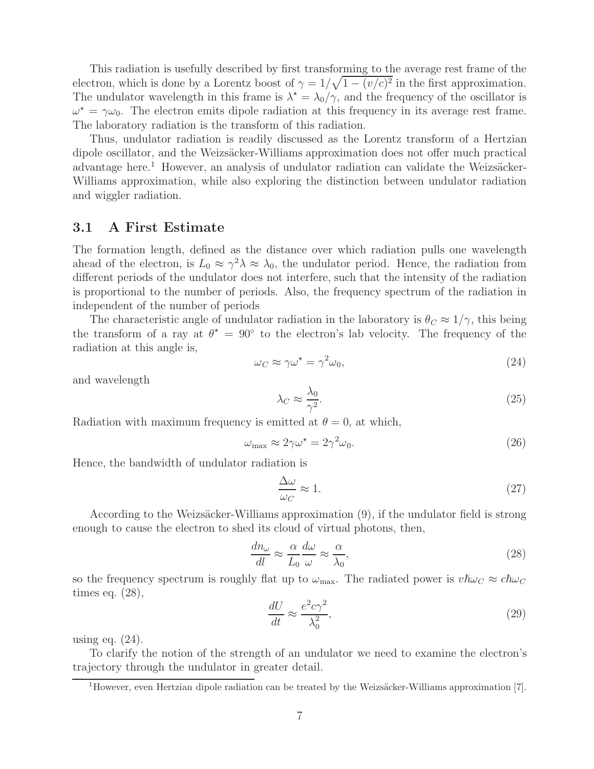This radiation is usefully described by first transforming to the average rest frame of the electron, which is done by a Lorentz boost of $\gamma = 1/\sqrt{1-(v/c)^2}$ in the first approximation. The undulator wavelength in this frame is $\lambda^\star = \lambda_0/\gamma$, and the frequency of the oscillator is $\omega^\star = \gamma\omega_0$. The electron emits dipole radiation at this frequency in its average rest frame. The laboratory radiation is the transform of this radiation.

Thus, undulator radiation is readily discussed as the Lorentz transform of a Hertzian dipole oscillator, and the Weizsäcker-Williams approximation does not offer much practical advantage here.[1] However, an analysis of undulator radiation can validate the Weizsäcker-Williams approximation, while also exploring the distinction between undulator radiation and wiggler radiation.

### 3.1 A First Estimate

The formation length, defined as the distance over which radiation pulls one wavelength ahead of the electron, is $L_0 \approx \gamma^2\lambda \approx \lambda_0$, the undulator period. Hence, the radiation from different periods of the undulator does not interfere, such that the intensity of the radiation is proportional to the number of periods. Also, the frequency spectrum of the radiation in independent of the number of periods

The characteristic angle of undulator radiation in the laboratory is $\theta_C \approx 1/\gamma$, this being the transform of a ray at $\theta^\star = 90^\circ$ to the electron's lab velocity. The frequency of the radiation at this angle is,

$$\omega_C \approx \gamma\omega^\star = \gamma^2\omega_0, \tag{24}$$

and wavelength

$$\lambda_C \approx \frac{\lambda_0}{\gamma^2}. \tag{25}$$

Radiation with maximum frequency is emitted at $\theta = 0$, at which,

$$\omega_{\max} \approx 2\gamma\omega^\star = 2\gamma^2\omega_0. \tag{26}$$

Hence, the bandwidth of undulator radiation is

$$\frac{\Delta\omega}{\omega_C} \approx 1. \tag{27}$$

According to the Weizsäcker-Williams approximation (9), if the undulator field is strong enough to cause the electron to shed its cloud of virtual photons, then,

$$\frac{dn_\omega}{dl} \approx \frac{\alpha}{L_0}\frac{d\omega}{\omega} \approx \frac{\alpha}{\lambda_0}, \tag{28}$$

so the frequency spectrum is roughly flat up to $\omega_{\max}$. The radiated power is $v\hbar\omega_C \approx c\hbar\omega_C$ times eq. (28),

$$\frac{dU}{dt} \approx \frac{e^2c\gamma^2}{\lambda_0^2}, \tag{29}$$

using eq. (24).

To clarify the notion of the strength of an undulator we need to examine the electron's trajectory through the undulator in greater detail.

[1] However, even Hertzian dipole radiation can be treated by the Weizsäcker-Williams approximation [7].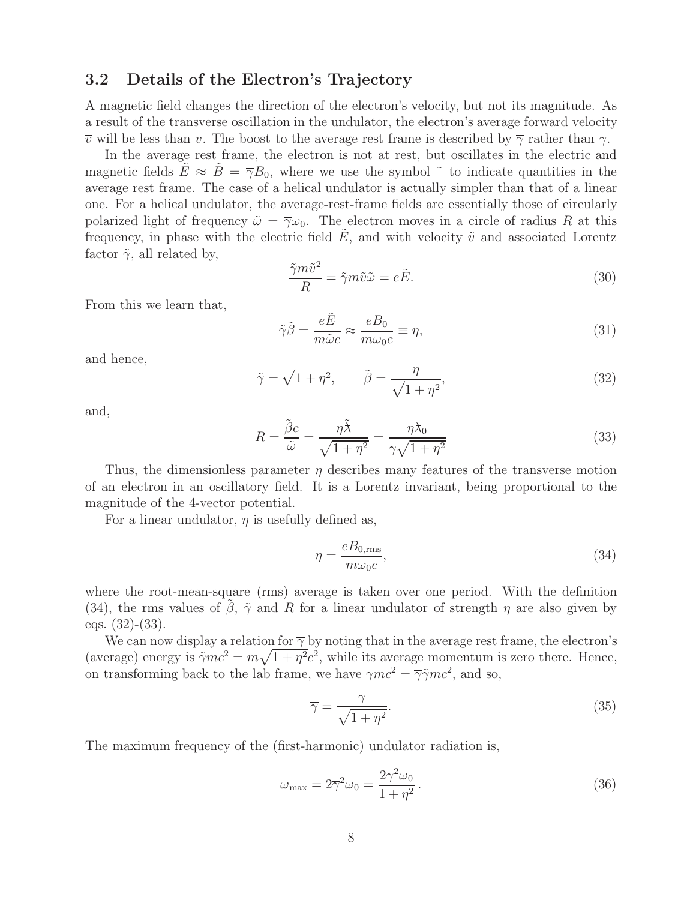### 3.2 Details of the Electron's Trajectory

A magnetic field changes the direction of the electron's velocity, but not its magnitude. As a result of the transverse oscillation in the undulator, the electron's average forward velocity $\overline{v}$ will be less than $v$. The boost to the average rest frame is described by $\overline{\gamma}$ rather than $\gamma$.

In the average rest frame, the electron is not at rest, but oscillates in the electric and magnetic fields $\tilde{E} \approx \tilde{B} = \overline{\gamma} B_0$, where we use the symbol $\tilde{}$ to indicate quantities in the average rest frame. The case of a helical undulator is actually simpler than that of a linear one. For a helical undulator, the average-rest-frame fields are essentially those of circularly polarized light of frequency $\tilde{\omega} = \overline{\gamma}\omega_0$. The electron moves in a circle of radius $R$ at this frequency, in phase with the electric field $\tilde{E}$, and with velocity $\tilde{v}$ and associated Lorentz factor $\tilde{\gamma}$, all related by,

$$\frac{\tilde{\gamma} m \tilde{v}^2}{R} = \tilde{\gamma} m \tilde{v} \tilde{\omega} = e\tilde{E}. \tag{30}$$

From this we learn that,

$$\tilde{\gamma}\tilde{\beta} = \frac{e\tilde{E}}{m\tilde{\omega}c} \approx \frac{eB_0}{m\omega_0 c} \equiv \eta, \tag{31}$$

and hence,

$$\tilde{\gamma} = \sqrt{1+\eta^2}, \qquad \tilde{\beta} = \frac{\eta}{\sqrt{1+\eta^2}}, \tag{32}$$

and,

$$R = \frac{\tilde{\beta} c}{\tilde{\omega}} = \frac{\eta \tilde{\lambda\!\!\!^{-}}}{\sqrt{1+\eta^2}} = \frac{\eta \lambda\!\!\!^{-}_0}{\overline{\gamma}\sqrt{1+\eta^2}} \tag{33}$$

Thus, the dimensionless parameter $\eta$ describes many features of the transverse motion of an electron in an oscillatory field. It is a Lorentz invariant, being proportional to the magnitude of the 4-vector potential.

For a linear undulator, $\eta$ is usefully defined as,

$$\eta = \frac{eB_{0,\mathrm{rms}}}{m\omega_0 c}, \tag{34}$$

where the root-mean-square (rms) average is taken over one period. With the definition (34), the rms values of $\tilde{\beta}$, $\tilde{\gamma}$ and $R$ for a linear undulator of strength $\eta$ are also given by eqs. (32)-(33).

We can now display a relation for $\overline{\gamma}$ by noting that in the average rest frame, the electron's (average) energy is $\tilde{\gamma} mc^2 = m\sqrt{1+\eta^2}c^2$, while its average momentum is zero there. Hence, on transforming back to the lab frame, we have $\gamma mc^2 = \overline{\gamma}\tilde{\gamma} mc^2$, and so,

$$\overline{\gamma} = \frac{\gamma}{\sqrt{1+\eta^2}}. \tag{35}$$

The maximum frequency of the (first-harmonic) undulator radiation is,

$$\omega_{\max} = 2\overline{\gamma}^2\omega_0 = \frac{2\gamma^2\omega_0}{1+\eta^2}. \tag{36}$$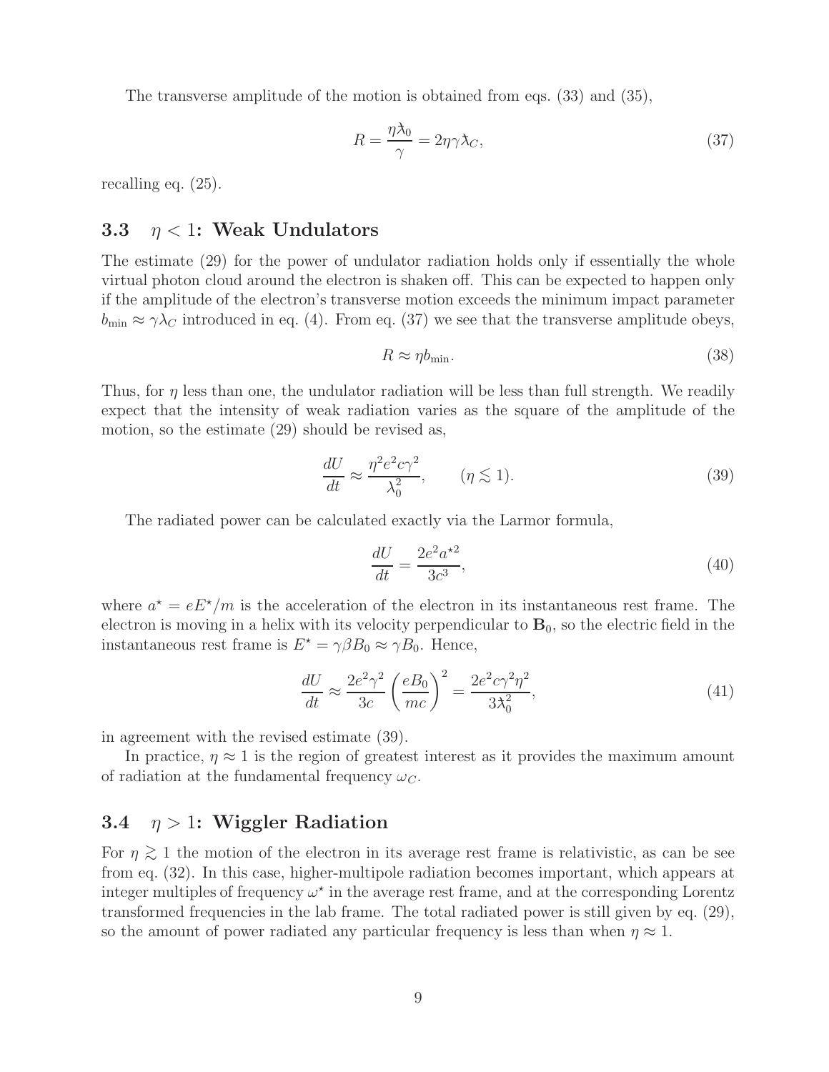The transverse amplitude of the motion is obtained from eqs. (33) and (35),

$$
R = \frac{\eta \lambda\!\!\!^{-}_0}{\gamma} = 2\eta\gamma \lambda\!\!\!^{-}_C, \tag{37}
$$

recalling eq. (25).

### 3.3 $\eta < 1$: Weak Undulators

The estimate (29) for the power of undulator radiation holds only if essentially the whole virtual photon cloud around the electron is shaken off. This can be expected to happen only if the amplitude of the electron's transverse motion exceeds the minimum impact parameter $b_{\rm min} \approx \gamma\lambda_C$ introduced in eq. (4). From eq. (37) we see that the transverse amplitude obeys,

$$
R \approx \eta b_{\rm min}. \tag{38}
$$

Thus, for $\eta$ less than one, the undulator radiation will be less than full strength. We readily expect that the intensity of weak radiation varies as the square of the amplitude of the motion, so the estimate (29) should be revised as,

$$
\frac{dU}{dt} \approx \frac{\eta^2 e^2 c \gamma^2}{\lambda_0^2}, \qquad (\eta \lesssim 1). \tag{39}
$$

The radiated power can be calculated exactly via the Larmor formula,

$$
\frac{dU}{dt} = \frac{2e^2 a^{\star 2}}{3c^3}, \tag{40}
$$

where $a^\star = eE^\star/m$ is the acceleration of the electron in its instantaneous rest frame. The electron is moving in a helix with its velocity perpendicular to $\mathbf{B}_0$, so the electric field in the instantaneous rest frame is $E^\star = \gamma\beta B_0 \approx \gamma B_0$. Hence,

$$
\frac{dU}{dt} \approx \frac{2e^2\gamma^2}{3c}\left(\frac{eB_0}{mc}\right)^2 = \frac{2e^2 c\gamma^2\eta^2}{3\lambda\!\!\!^{-}_0{}^2}, \tag{41}
$$

in agreement with the revised estimate (39).

In practice, $\eta \approx 1$ is the region of greatest interest as it provides the maximum amount of radiation at the fundamental frequency $\omega_C$.

### 3.4 $\eta > 1$: Wiggler Radiation

For $\eta \gtrsim 1$ the motion of the electron in its average rest frame is relativistic, as can be see from eq. (32). In this case, higher-multipole radiation becomes important, which appears at integer multiples of frequency $\omega^\star$ in the average rest frame, and at the corresponding Lorentz transformed frequencies in the lab frame. The total radiated power is still given by eq. (29), so the amount of power radiated any particular frequency is less than when $\eta \approx 1$.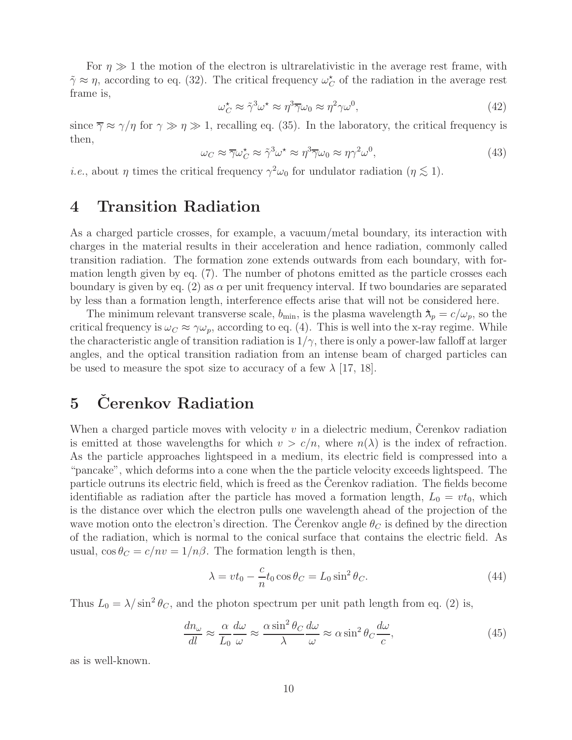For $\eta \gg 1$ the motion of the electron is ultrarelativistic in the average rest frame, with $\tilde{\gamma} \approx \eta$, according to eq. (32). The critical frequency $\omega_C^\star$ of the radiation in the average rest frame is,

$$\omega_C^\star \approx \tilde{\gamma}^3 \omega^\star \approx \eta^3 \overline{\gamma} \omega_0 \approx \eta^2 \gamma \omega^0, \tag{42}$$

since $\overline{\gamma} \approx \gamma/\eta$ for $\gamma \gg \eta \gg 1$, recalling eq. (35). In the laboratory, the critical frequency is then,

$$\omega_C \approx \overline{\gamma} \omega_C^\star \approx \tilde{\gamma}^3 \omega^\star \approx \eta^3 \overline{\gamma} \omega_0 \approx \eta \gamma^2 \omega^0, \tag{43}$$

*i.e.*, about $\eta$ times the critical frequency $\gamma^2 \omega_0$ for undulator radiation ($\eta \lesssim 1$).

# 4 Transition Radiation

As a charged particle crosses, for example, a vacuum/metal boundary, its interaction with charges in the material results in their acceleration and hence radiation, commonly called transition radiation. The formation zone extends outwards from each boundary, with formation length given by eq. (7). The number of photons emitted as the particle crosses each boundary is given by eq. (2) as $\alpha$ per unit frequency interval. If two boundaries are separated by less than a formation length, interference effects arise that will not be considered here.

The minimum relevant transverse scale, $b_{\min}$, is the plasma wavelength $\lambdabar_p = c/\omega_p$, so the critical frequency is $\omega_C \approx \gamma \omega_p$, according to eq. (4). This is well into the x-ray regime. While the characteristic angle of transition radiation is $1/\gamma$, there is only a power-law falloff at larger angles, and the optical transition radiation from an intense beam of charged particles can be used to measure the spot size to accuracy of a few $\lambda$ [17, 18].

# 5 Čerenkov Radiation

When a charged particle moves with velocity $v$ in a dielectric medium, Čerenkov radiation is emitted at those wavelengths for which $v > c/n$, where $n(\lambda)$ is the index of refraction. As the particle approaches lightspeed in a medium, its electric field is compressed into a "pancake", which deforms into a cone when the the particle velocity exceeds lightspeed. The particle outruns its electric field, which is freed as the Čerenkov radiation. The fields become identifiable as radiation after the particle has moved a formation length, $L_0 = vt_0$, which is the distance over which the electron pulls one wavelength ahead of the projection of the wave motion onto the electron's direction. The Čerenkov angle $\theta_C$ is defined by the direction of the radiation, which is normal to the conical surface that contains the electric field. As usual, $\cos\theta_C = c/nv = 1/n\beta$. The formation length is then,

$$\lambda = vt_0 - \frac{c}{n} t_0 \cos\theta_C = L_0 \sin^2\theta_C. \tag{44}$$

Thus $L_0 = \lambda / \sin^2\theta_C$, and the photon spectrum per unit path length from eq. (2) is,

$$\frac{dn_\omega}{dl} \approx \frac{\alpha}{L_0} \frac{d\omega}{\omega} \approx \frac{\alpha \sin^2\theta_C}{\lambda} \frac{d\omega}{\omega} \approx \alpha \sin^2\theta_C \frac{d\omega}{c}, \tag{45}$$

as is well-known.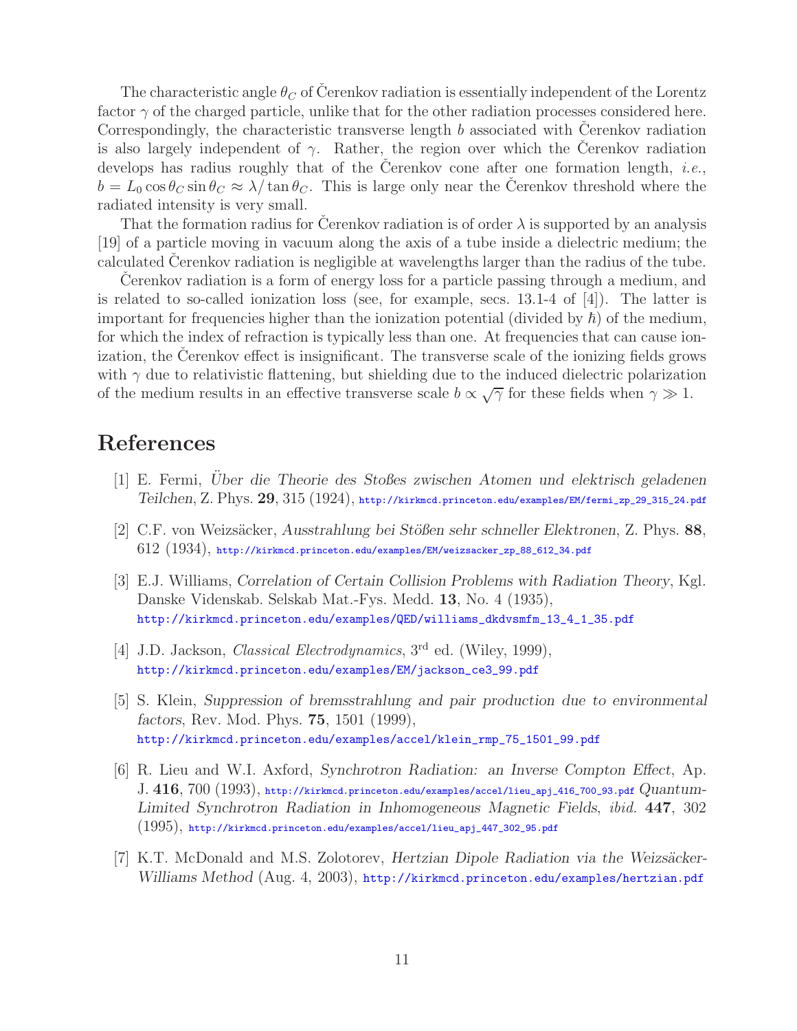The characteristic angle $\theta_C$ of Čerenkov radiation is essentially independent of the Lorentz factor $\gamma$ of the charged particle, unlike that for the other radiation processes considered here. Correspondingly, the characteristic transverse length $b$ associated with Čerenkov radiation is also largely independent of $\gamma$. Rather, the region over which the Čerenkov radiation develops has radius roughly that of the Čerenkov cone after one formation length, *i.e.*, $b = L_0 \cos\theta_C \sin\theta_C \approx \lambda/\tan\theta_C$. This is large only near the Čerenkov threshold where the radiated intensity is very small.

That the formation radius for Čerenkov radiation is of order $\lambda$ is supported by an analysis [19] of a particle moving in vacuum along the axis of a tube inside a dielectric medium; the calculated Čerenkov radiation is negligible at wavelengths larger than the radius of the tube.

Čerenkov radiation is a form of energy loss for a particle passing through a medium, and is related to so-called ionization loss (see, for example, secs. 13.1-4 of [4]). The latter is important for frequencies higher than the ionization potential (divided by $\hbar$) of the medium, for which the index of refraction is typically less than one. At frequencies that can cause ionization, the Čerenkov effect is insignificant. The transverse scale of the ionizing fields grows with $\gamma$ due to relativistic flattening, but shielding due to the induced dielectric polarization of the medium results in an effective transverse scale $b \propto \sqrt{\gamma}$ for these fields when $\gamma \gg 1$.

# References

[1] E. Fermi, *Über die Theorie des Stoßes zwischen Atomen und elektrisch geladenen Teilchen*, Z. Phys. **29**, 315 (1924), http://kirkmcd.princeton.edu/examples/EM/fermi_zp_29_315_24.pdf

[2] C.F. von Weizsäcker, *Ausstrahlung bei Stößen sehr schneller Elektronen*, Z. Phys. **88**, 612 (1934), http://kirkmcd.princeton.edu/examples/EM/weizsacker_zp_88_612_34.pdf

[3] E.J. Williams, *Correlation of Certain Collision Problems with Radiation Theory*, Kgl. Danske Videnskab. Selskab Mat.-Fys. Medd. **13**, No. 4 (1935), http://kirkmcd.princeton.edu/examples/QED/williams_dkdvsmfm_13_4_1_35.pdf

[4] J.D. Jackson, *Classical Electrodynamics*, 3rd ed. (Wiley, 1999), http://kirkmcd.princeton.edu/examples/EM/jackson_ce3_99.pdf

[5] S. Klein, *Suppression of bremsstrahlung and pair production due to environmental factors*, Rev. Mod. Phys. **75**, 1501 (1999), http://kirkmcd.princeton.edu/examples/accel/klein_rmp_75_1501_99.pdf

[6] R. Lieu and W.I. Axford, *Synchrotron Radiation: an Inverse Compton Effect*, Ap. J. **416**, 700 (1993), http://kirkmcd.princeton.edu/examples/accel/lieu_apj_416_700_93.pdf *Quantum-Limited Synchrotron Radiation in Inhomogeneous Magnetic Fields*, *ibid.* **447**, 302 (1995), http://kirkmcd.princeton.edu/examples/accel/lieu_apj_447_302_95.pdf

[7] K.T. McDonald and M.S. Zolotorev, *Hertzian Dipole Radiation via the Weizsäcker-Williams Method* (Aug. 4, 2003), http://kirkmcd.princeton.edu/examples/hertzian.pdf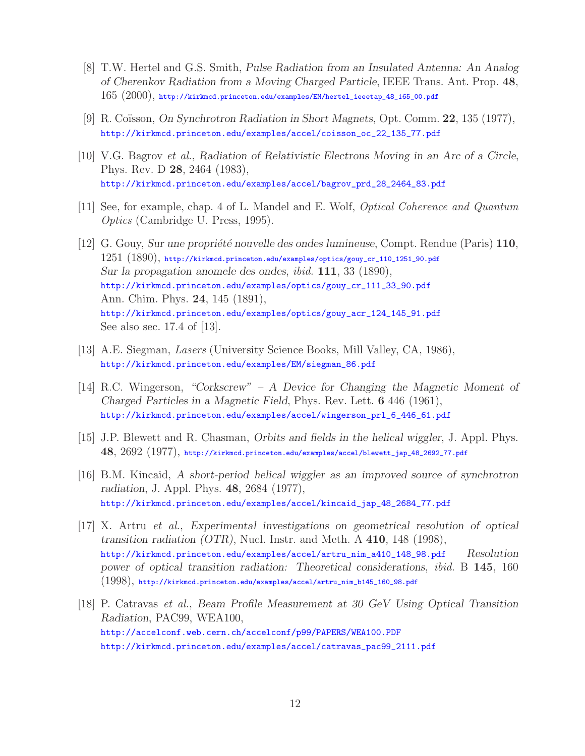[8] T.W. Hertel and G.S. Smith, *Pulse Radiation from an Insulated Antenna: An Analog of Cherenkov Radiation from a Moving Charged Particle*, IEEE Trans. Ant. Prop. **48**, 165 (2000), http://kirkmcd.princeton.edu/examples/EM/hertel_ieeetap_48_165_00.pdf

[9] R. Coïsson, *On Synchrotron Radiation in Short Magnets*, Opt. Comm. **22**, 135 (1977), http://kirkmcd.princeton.edu/examples/accel/coisson_oc_22_135_77.pdf

[10] V.G. Bagrov *et al.*, *Radiation of Relativistic Electrons Moving in an Arc of a Circle*, Phys. Rev. D **28**, 2464 (1983), http://kirkmcd.princeton.edu/examples/accel/bagrov_prd_28_2464_83.pdf

[11] See, for example, chap. 4 of L. Mandel and E. Wolf, *Optical Coherence and Quantum Optics* (Cambridge U. Press, 1995).

[12] G. Gouy, *Sur une propriété nouvelle des ondes lumineuse*, Compt. Rendue (Paris) **110**, 1251 (1890), http://kirkmcd.princeton.edu/examples/optics/gouy_cr_110_1251_90.pdf
*Sur la propagation anomele des ondes*, *ibid.* **111**, 33 (1890), http://kirkmcd.princeton.edu/examples/optics/gouy_cr_111_33_90.pdf
Ann. Chim. Phys. **24**, 145 (1891), http://kirkmcd.princeton.edu/examples/optics/gouy_acr_124_145_91.pdf
See also sec. 17.4 of [13].

[13] A.E. Siegman, *Lasers* (University Science Books, Mill Valley, CA, 1986), http://kirkmcd.princeton.edu/examples/EM/siegman_86.pdf

[14] R.C. Wingerson, *"Corkscrew" – A Device for Changing the Magnetic Moment of Charged Particles in a Magnetic Field*, Phys. Rev. Lett. **6** 446 (1961), http://kirkmcd.princeton.edu/examples/accel/wingerson_prl_6_446_61.pdf

[15] J.P. Blewett and R. Chasman, *Orbits and fields in the helical wiggler*, J. Appl. Phys. **48**, 2692 (1977), http://kirkmcd.princeton.edu/examples/accel/blewett_jap_48_2692_77.pdf

[16] B.M. Kincaid, *A short-period helical wiggler as an improved source of synchrotron radiation*, J. Appl. Phys. **48**, 2684 (1977), http://kirkmcd.princeton.edu/examples/accel/kincaid_jap_48_2684_77.pdf

[17] X. Artru *et al.*, *Experimental investigations on geometrical resolution of optical transition radiation (OTR)*, Nucl. Instr. and Meth. A **410**, 148 (1998), http://kirkmcd.princeton.edu/examples/accel/artru_nim_a410_148_98.pdf *Resolution power of optical transition radiation: Theoretical considerations*, *ibid.* B **145**, 160 (1998), http://kirkmcd.princeton.edu/examples/accel/artru_nim_b145_160_98.pdf

[18] P. Catravas *et al.*, *Beam Profile Measurement at 30 GeV Using Optical Transition Radiation*, PAC99, WEA100,
http://accelconf.web.cern.ch/accelconf/p99/PAPERS/WEA100.PDF
http://kirkmcd.princeton.edu/examples/accel/catravas_pac99_2111.pdf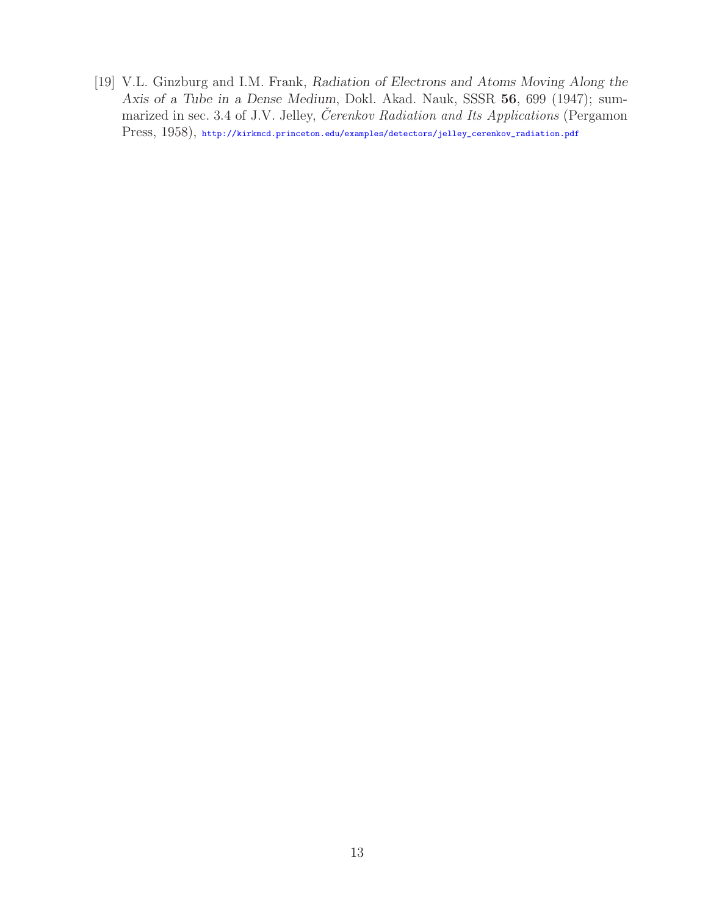[19] V.L. Ginzburg and I.M. Frank, *Radiation of Electrons and Atoms Moving Along the Axis of a Tube in a Dense Medium*, Dokl. Akad. Nauk, SSSR **56**, 699 (1947); summarized in sec. 3.4 of J.V. Jelley, *Čerenkov Radiation and Its Applications* (Pergamon Press, 1958), http://kirkmcd.princeton.edu/examples/detectors/jelley_cerenkov_radiation.pdf